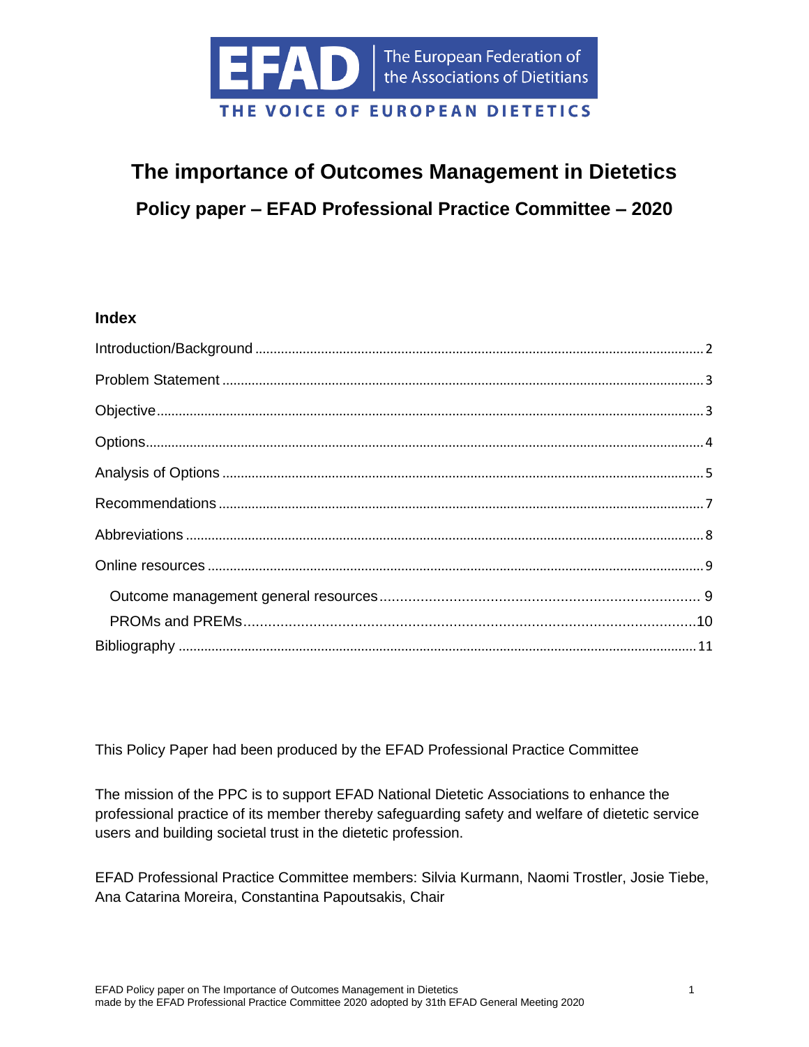EFAD | The European Federation of the Associations of Dietitians

THE VOICE OF EUROPEAN DIETETICS

# The importance of Outcomes Management in Dietetics

## Policy paper – EFAD Professional Practice Committee – 2020

### Index

Introduction/Background .......... 2

Problem Statement .......... 3

Objective .......... 3

Options .......... 4

Analysis of Options .......... 5

Recommendations .......... 7

Abbreviations .......... 8

Online resources .......... 9

- Outcome management general resources .......... 9
- PROMs and PREMs .......... 10

Bibliography .......... 11

This Policy Paper had been produced by the EFAD Professional Practice Committee

The mission of the PPC is to support EFAD National Dietetic Associations to enhance the professional practice of its member thereby safeguarding safety and welfare of dietetic service users and building societal trust in the dietetic profession.

EFAD Professional Practice Committee members: Silvia Kurmann, Naomi Trostler, Josie Tiebe, Ana Catarina Moreira, Constantina Papoutsakis, Chair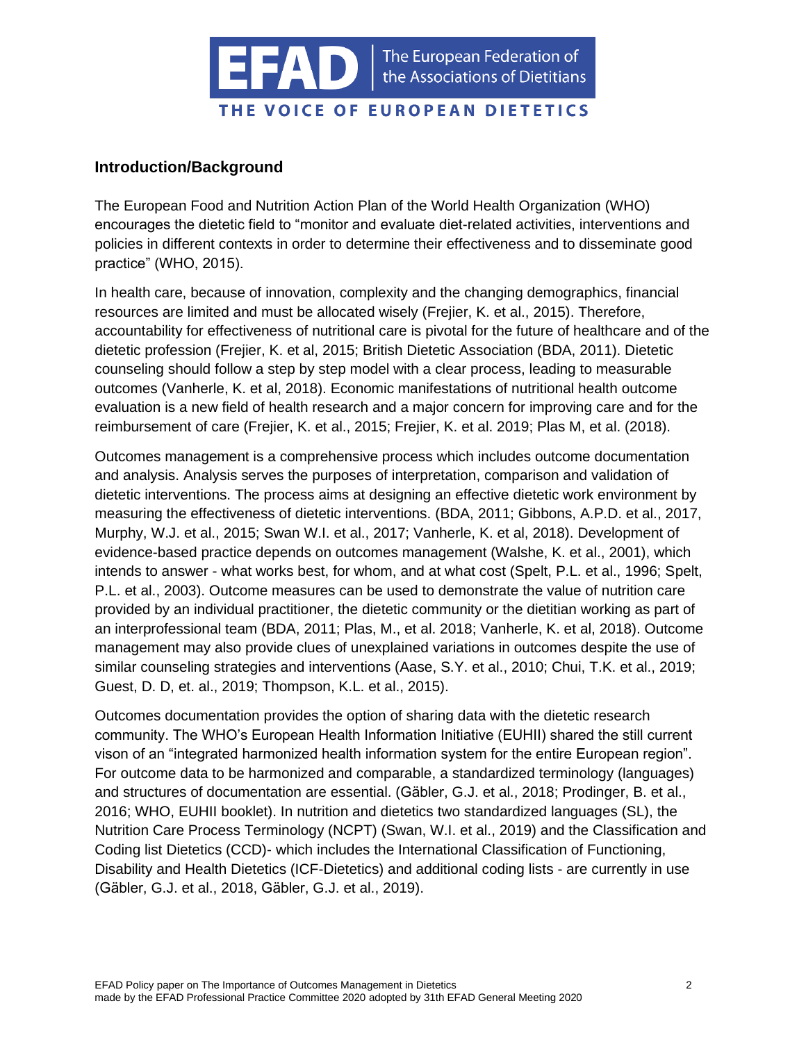## Introduction/Background

The European Food and Nutrition Action Plan of the World Health Organization (WHO) encourages the dietetic field to "monitor and evaluate diet-related activities, interventions and policies in different contexts in order to determine their effectiveness and to disseminate good practice" (WHO, 2015).

In health care, because of innovation, complexity and the changing demographics, financial resources are limited and must be allocated wisely (Frejier, K. et al., 2015). Therefore, accountability for effectiveness of nutritional care is pivotal for the future of healthcare and of the dietetic profession (Frejier, K. et al, 2015; British Dietetic Association (BDA, 2011). Dietetic counseling should follow a step by step model with a clear process, leading to measurable outcomes (Vanherle, K. et al, 2018). Economic manifestations of nutritional health outcome evaluation is a new field of health research and a major concern for improving care and for the reimbursement of care (Frejier, K. et al., 2015; Frejier, K. et al. 2019; Plas M, et al. (2018).

Outcomes management is a comprehensive process which includes outcome documentation and analysis. Analysis serves the purposes of interpretation, comparison and validation of dietetic interventions. The process aims at designing an effective dietetic work environment by measuring the effectiveness of dietetic interventions. (BDA, 2011; Gibbons, A.P.D. et al., 2017, Murphy, W.J. et al., 2015; Swan W.I. et al., 2017; Vanherle, K. et al, 2018). Development of evidence-based practice depends on outcomes management (Walshe, K. et al., 2001), which intends to answer - what works best, for whom, and at what cost (Spelt, P.L. et al., 1996; Spelt, P.L. et al., 2003). Outcome measures can be used to demonstrate the value of nutrition care provided by an individual practitioner, the dietetic community or the dietitian working as part of an interprofessional team (BDA, 2011; Plas, M., et al. 2018; Vanherle, K. et al, 2018). Outcome management may also provide clues of unexplained variations in outcomes despite the use of similar counseling strategies and interventions (Aase, S.Y. et al., 2010; Chui, T.K. et al., 2019; Guest, D. D, et. al., 2019; Thompson, K.L. et al., 2015).

Outcomes documentation provides the option of sharing data with the dietetic research community. The WHO's European Health Information Initiative (EUHII) shared the still current vison of an "integrated harmonized health information system for the entire European region". For outcome data to be harmonized and comparable, a standardized terminology (languages) and structures of documentation are essential. (Gäbler, G.J. et al., 2018; Prodinger, B. et al., 2016; WHO, EUHII booklet). In nutrition and dietetics two standardized languages (SL), the Nutrition Care Process Terminology (NCPT) (Swan, W.I. et al., 2019) and the Classification and Coding list Dietetics (CCD)- which includes the International Classification of Functioning, Disability and Health Dietetics (ICF-Dietetics) and additional coding lists - are currently in use (Gäbler, G.J. et al., 2018, Gäbler, G.J. et al., 2019).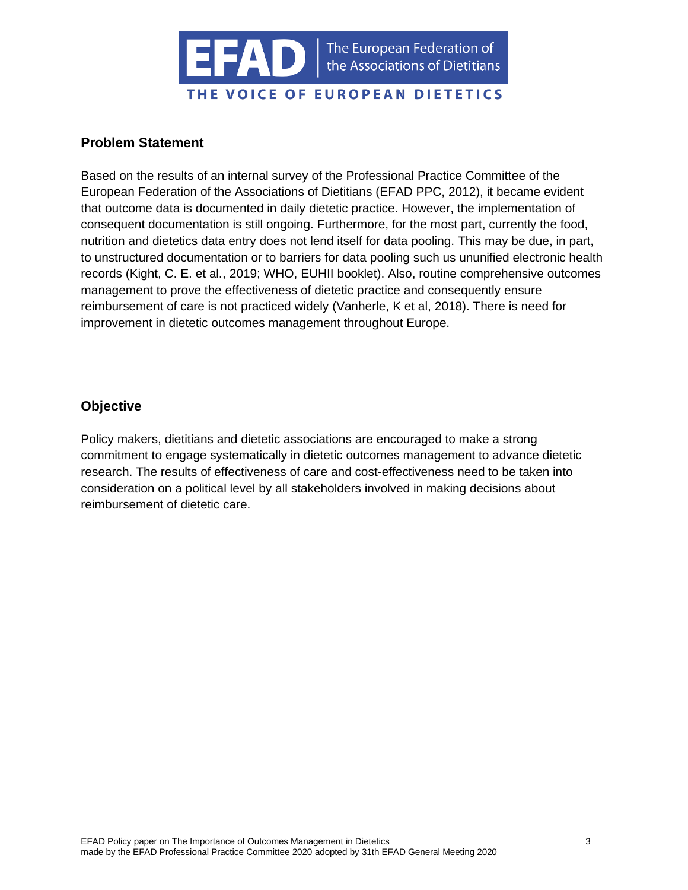## Problem Statement

Based on the results of an internal survey of the Professional Practice Committee of the European Federation of the Associations of Dietitians (EFAD PPC, 2012), it became evident that outcome data is documented in daily dietetic practice. However, the implementation of consequent documentation is still ongoing. Furthermore, for the most part, currently the food, nutrition and dietetics data entry does not lend itself for data pooling. This may be due, in part, to unstructured documentation or to barriers for data pooling such us ununified electronic health records (Kight, C. E. et al., 2019; WHO, EUHII booklet). Also, routine comprehensive outcomes management to prove the effectiveness of dietetic practice and consequently ensure reimbursement of care is not practiced widely (Vanherle, K et al, 2018). There is need for improvement in dietetic outcomes management throughout Europe.

## Objective

Policy makers, dietitians and dietetic associations are encouraged to make a strong commitment to engage systematically in dietetic outcomes management to advance dietetic research. The results of effectiveness of care and cost-effectiveness need to be taken into consideration on a political level by all stakeholders involved in making decisions about reimbursement of dietetic care.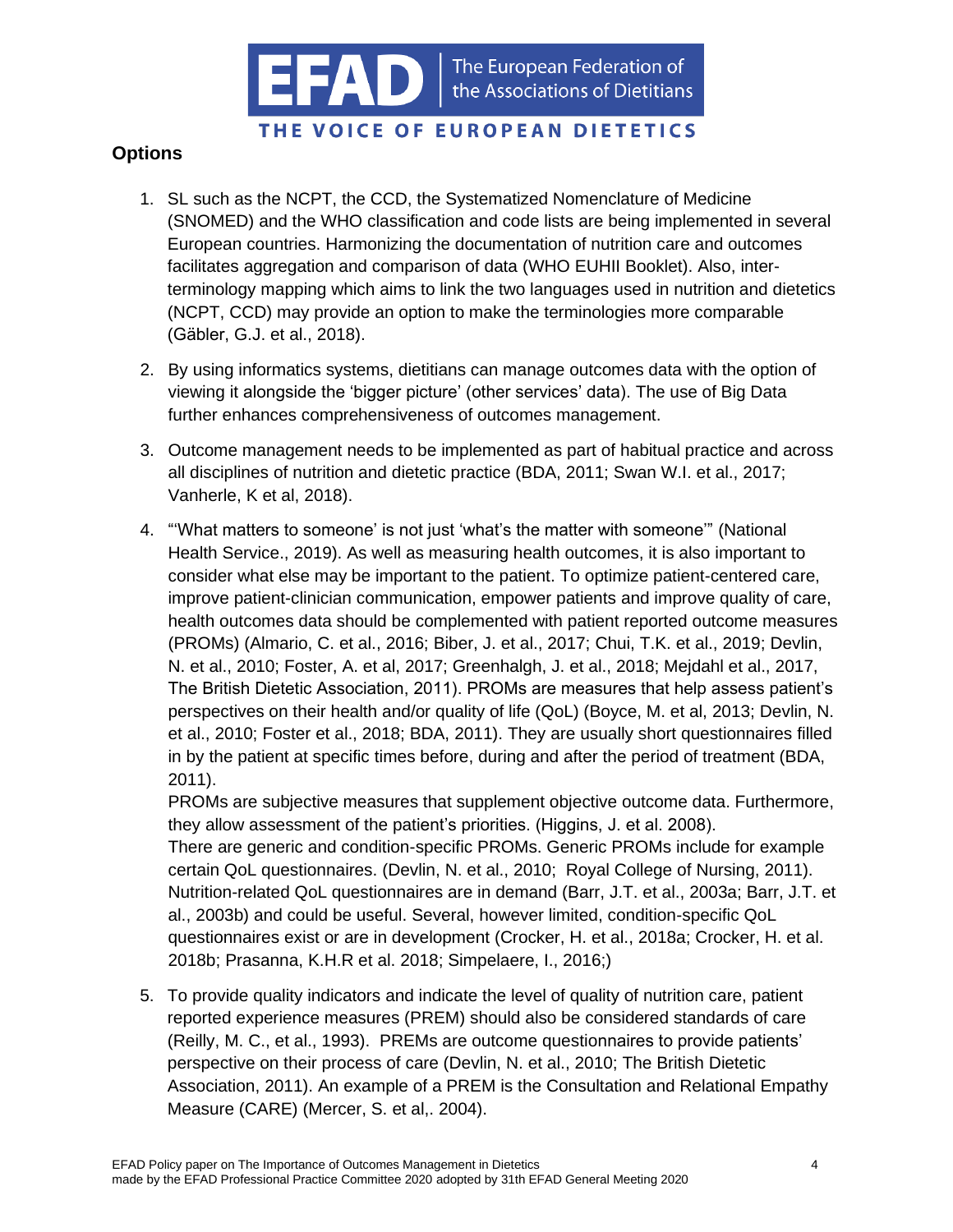## Options

1. SL such as the NCPT, the CCD, the Systematized Nomenclature of Medicine (SNOMED) and the WHO classification and code lists are being implemented in several European countries. Harmonizing the documentation of nutrition care and outcomes facilitates aggregation and comparison of data (WHO EUHII Booklet). Also, inter-terminology mapping which aims to link the two languages used in nutrition and dietetics (NCPT, CCD) may provide an option to make the terminologies more comparable (Gäbler, G.J. et al., 2018).

2. By using informatics systems, dietitians can manage outcomes data with the option of viewing it alongside the 'bigger picture' (other services' data). The use of Big Data further enhances comprehensiveness of outcomes management.

3. Outcome management needs to be implemented as part of habitual practice and across all disciplines of nutrition and dietetic practice (BDA, 2011; Swan W.I. et al., 2017; Vanherle, K et al, 2018).

4. "'What matters to someone' is not just 'what's the matter with someone'" (National Health Service., 2019). As well as measuring health outcomes, it is also important to consider what else may be important to the patient. To optimize patient-centered care, improve patient-clinician communication, empower patients and improve quality of care, health outcomes data should be complemented with patient reported outcome measures (PROMs) (Almario, C. et al., 2016; Biber, J. et al., 2017; Chui, T.K. et al., 2019; Devlin, N. et al., 2010; Foster, A. et al, 2017; Greenhalgh, J. et al., 2018; Mejdahl et al., 2017, The British Dietetic Association, 2011). PROMs are measures that help assess patient's perspectives on their health and/or quality of life (QoL) (Boyce, M. et al, 2013; Devlin, N. et al., 2010; Foster et al., 2018; BDA, 2011). They are usually short questionnaires filled in by the patient at specific times before, during and after the period of treatment (BDA, 2011).
   PROMs are subjective measures that supplement objective outcome data. Furthermore, they allow assessment of the patient's priorities. (Higgins, J. et al. 2008).
   There are generic and condition-specific PROMs. Generic PROMs include for example certain QoL questionnaires. (Devlin, N. et al., 2010; Royal College of Nursing, 2011). Nutrition-related QoL questionnaires are in demand (Barr, J.T. et al., 2003a; Barr, J.T. et al., 2003b) and could be useful. Several, however limited, condition-specific QoL questionnaires exist or are in development (Crocker, H. et al., 2018a; Crocker, H. et al. 2018b; Prasanna, K.H.R et al. 2018; Simpelaere, I., 2016;)

5. To provide quality indicators and indicate the level of quality of nutrition care, patient reported experience measures (PREM) should also be considered standards of care (Reilly, M. C., et al., 1993). PREMs are outcome questionnaires to provide patients' perspective on their process of care (Devlin, N. et al., 2010; The British Dietetic Association, 2011). An example of a PREM is the Consultation and Relational Empathy Measure (CARE) (Mercer, S. et al,. 2004).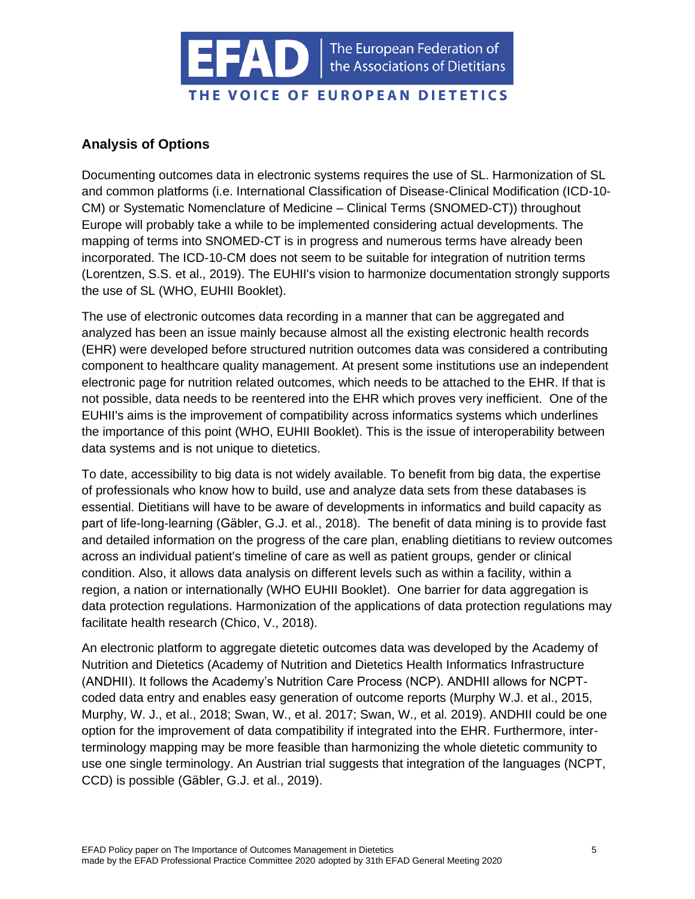## Analysis of Options

Documenting outcomes data in electronic systems requires the use of SL. Harmonization of SL and common platforms (i.e. International Classification of Disease-Clinical Modification (ICD-10-CM) or Systematic Nomenclature of Medicine – Clinical Terms (SNOMED-CT)) throughout Europe will probably take a while to be implemented considering actual developments. The mapping of terms into SNOMED-CT is in progress and numerous terms have already been incorporated. The ICD-10-CM does not seem to be suitable for integration of nutrition terms (Lorentzen, S.S. et al., 2019). The EUHII's vision to harmonize documentation strongly supports the use of SL (WHO, EUHII Booklet).

The use of electronic outcomes data recording in a manner that can be aggregated and analyzed has been an issue mainly because almost all the existing electronic health records (EHR) were developed before structured nutrition outcomes data was considered a contributing component to healthcare quality management. At present some institutions use an independent electronic page for nutrition related outcomes, which needs to be attached to the EHR. If that is not possible, data needs to be reentered into the EHR which proves very inefficient. One of the EUHII's aims is the improvement of compatibility across informatics systems which underlines the importance of this point (WHO, EUHII Booklet). This is the issue of interoperability between data systems and is not unique to dietetics.

To date, accessibility to big data is not widely available. To benefit from big data, the expertise of professionals who know how to build, use and analyze data sets from these databases is essential. Dietitians will have to be aware of developments in informatics and build capacity as part of life-long-learning (Gäbler, G.J. et al., 2018). The benefit of data mining is to provide fast and detailed information on the progress of the care plan, enabling dietitians to review outcomes across an individual patient's timeline of care as well as patient groups, gender or clinical condition. Also, it allows data analysis on different levels such as within a facility, within a region, a nation or internationally (WHO EUHII Booklet). One barrier for data aggregation is data protection regulations. Harmonization of the applications of data protection regulations may facilitate health research (Chico, V., 2018).

An electronic platform to aggregate dietetic outcomes data was developed by the Academy of Nutrition and Dietetics (Academy of Nutrition and Dietetics Health Informatics Infrastructure (ANDHII). It follows the Academy's Nutrition Care Process (NCP). ANDHII allows for NCPT-coded data entry and enables easy generation of outcome reports (Murphy W.J. et al., 2015, Murphy, W. J., et al., 2018; Swan, W., et al. 2017; Swan, W., et al. 2019). ANDHII could be one option for the improvement of data compatibility if integrated into the EHR. Furthermore, inter-terminology mapping may be more feasible than harmonizing the whole dietetic community to use one single terminology. An Austrian trial suggests that integration of the languages (NCPT, CCD) is possible (Gäbler, G.J. et al., 2019).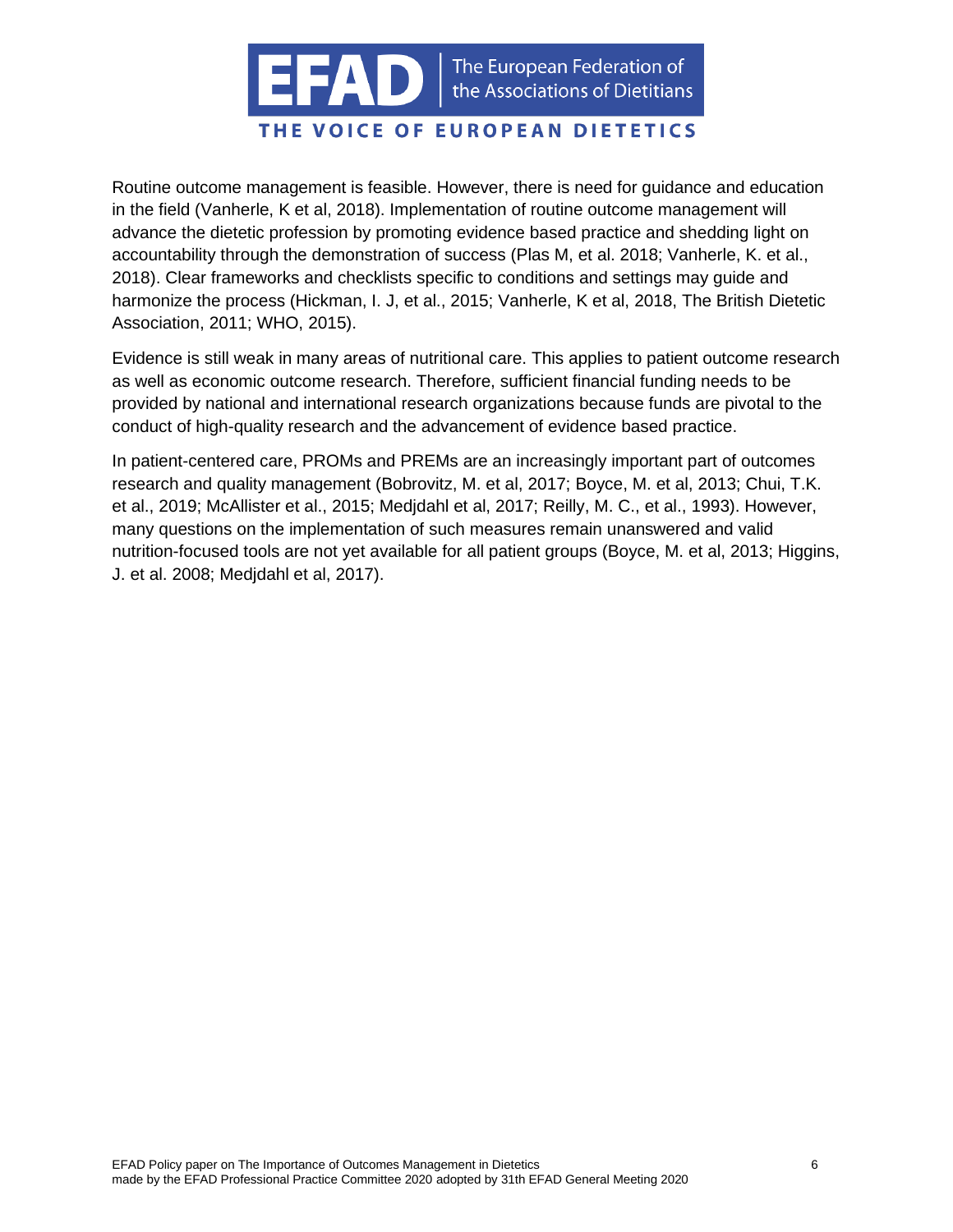Routine outcome management is feasible. However, there is need for guidance and education in the field (Vanherle, K et al, 2018). Implementation of routine outcome management will advance the dietetic profession by promoting evidence based practice and shedding light on accountability through the demonstration of success (Plas M, et al. 2018; Vanherle, K. et al., 2018). Clear frameworks and checklists specific to conditions and settings may guide and harmonize the process (Hickman, I. J, et al., 2015; Vanherle, K et al, 2018, The British Dietetic Association, 2011; WHO, 2015).

Evidence is still weak in many areas of nutritional care. This applies to patient outcome research as well as economic outcome research. Therefore, sufficient financial funding needs to be provided by national and international research organizations because funds are pivotal to the conduct of high-quality research and the advancement of evidence based practice.

In patient-centered care, PROMs and PREMs are an increasingly important part of outcomes research and quality management (Bobrovitz, M. et al, 2017; Boyce, M. et al, 2013; Chui, T.K. et al., 2019; McAllister et al., 2015; Medjdahl et al, 2017; Reilly, M. C., et al., 1993). However, many questions on the implementation of such measures remain unanswered and valid nutrition-focused tools are not yet available for all patient groups (Boyce, M. et al, 2013; Higgins, J. et al. 2008; Medjdahl et al, 2017).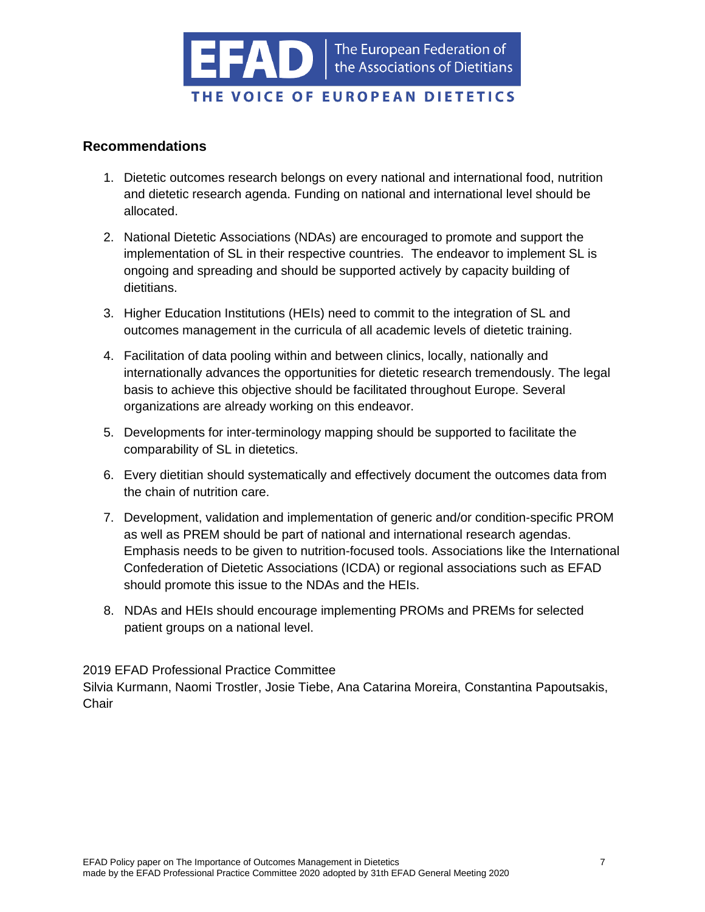## Recommendations

1. Dietetic outcomes research belongs on every national and international food, nutrition and dietetic research agenda. Funding on national and international level should be allocated.
2. National Dietetic Associations (NDAs) are encouraged to promote and support the implementation of SL in their respective countries. The endeavor to implement SL is ongoing and spreading and should be supported actively by capacity building of dietitians.
3. Higher Education Institutions (HEIs) need to commit to the integration of SL and outcomes management in the curricula of all academic levels of dietetic training.
4. Facilitation of data pooling within and between clinics, locally, nationally and internationally advances the opportunities for dietetic research tremendously. The legal basis to achieve this objective should be facilitated throughout Europe. Several organizations are already working on this endeavor.
5. Developments for inter-terminology mapping should be supported to facilitate the comparability of SL in dietetics.
6. Every dietitian should systematically and effectively document the outcomes data from the chain of nutrition care.
7. Development, validation and implementation of generic and/or condition-specific PROM as well as PREM should be part of national and international research agendas. Emphasis needs to be given to nutrition-focused tools. Associations like the International Confederation of Dietetic Associations (ICDA) or regional associations such as EFAD should promote this issue to the NDAs and the HEIs.
8. NDAs and HEIs should encourage implementing PROMs and PREMs for selected patient groups on a national level.

2019 EFAD Professional Practice Committee
Silvia Kurmann, Naomi Trostler, Josie Tiebe, Ana Catarina Moreira, Constantina Papoutsakis, Chair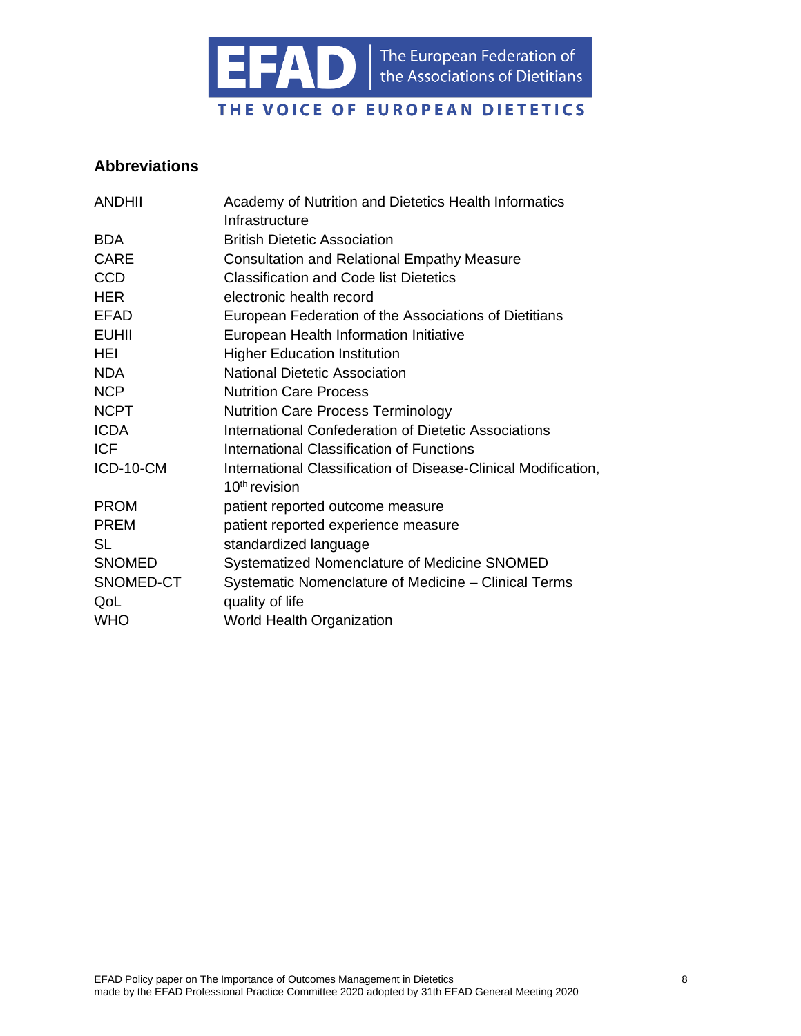## Abbreviations

| | |
|---|---|
| ANDHII | Academy of Nutrition and Dietetics Health Informatics Infrastructure |
| BDA | British Dietetic Association |
| CARE | Consultation and Relational Empathy Measure |
| CCD | Classification and Code list Dietetics |
| HER | electronic health record |
| EFAD | European Federation of the Associations of Dietitians |
| EUHII | European Health Information Initiative |
| HEI | Higher Education Institution |
| NDA | National Dietetic Association |
| NCP | Nutrition Care Process |
| NCPT | Nutrition Care Process Terminology |
| ICDA | International Confederation of Dietetic Associations |
| ICF | International Classification of Functions |
| ICD-10-CM | International Classification of Disease-Clinical Modification, 10th revision |
| PROM | patient reported outcome measure |
| PREM | patient reported experience measure |
| SL | standardized language |
| SNOMED | Systematized Nomenclature of Medicine SNOMED |
| SNOMED-CT | Systematic Nomenclature of Medicine – Clinical Terms |
| QoL | quality of life |
| WHO | World Health Organization |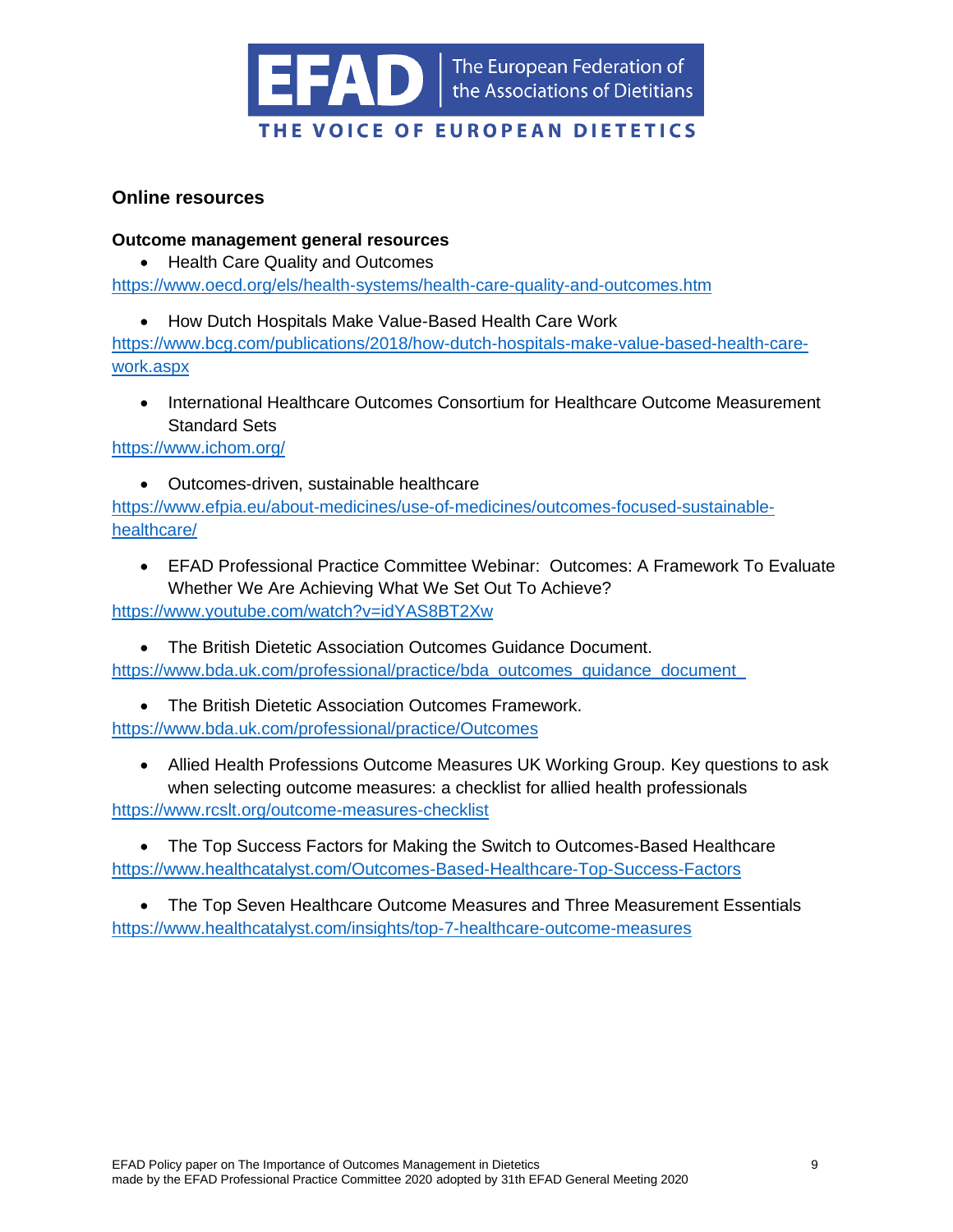## Online resources

### Outcome management general resources

- Health Care Quality and Outcomes

https://www.oecd.org/els/health-systems/health-care-quality-and-outcomes.htm

- How Dutch Hospitals Make Value-Based Health Care Work

https://www.bcg.com/publications/2018/how-dutch-hospitals-make-value-based-health-care-work.aspx

- International Healthcare Outcomes Consortium for Healthcare Outcome Measurement Standard Sets

https://www.ichom.org/

- Outcomes-driven, sustainable healthcare

https://www.efpia.eu/about-medicines/use-of-medicines/outcomes-focused-sustainable-healthcare/

- EFAD Professional Practice Committee Webinar: Outcomes: A Framework To Evaluate Whether We Are Achieving What We Set Out To Achieve?

https://www.youtube.com/watch?v=idYAS8BT2Xw

- The British Dietetic Association Outcomes Guidance Document.

https://www.bda.uk.com/professional/practice/bda_outcomes_guidance_document_

- The British Dietetic Association Outcomes Framework.

https://www.bda.uk.com/professional/practice/Outcomes

- Allied Health Professions Outcome Measures UK Working Group. Key questions to ask when selecting outcome measures: a checklist for allied health professionals

https://www.rcslt.org/outcome-measures-checklist

- The Top Success Factors for Making the Switch to Outcomes-Based Healthcare

https://www.healthcatalyst.com/Outcomes-Based-Healthcare-Top-Success-Factors

- The Top Seven Healthcare Outcome Measures and Three Measurement Essentials

https://www.healthcatalyst.com/insights/top-7-healthcare-outcome-measures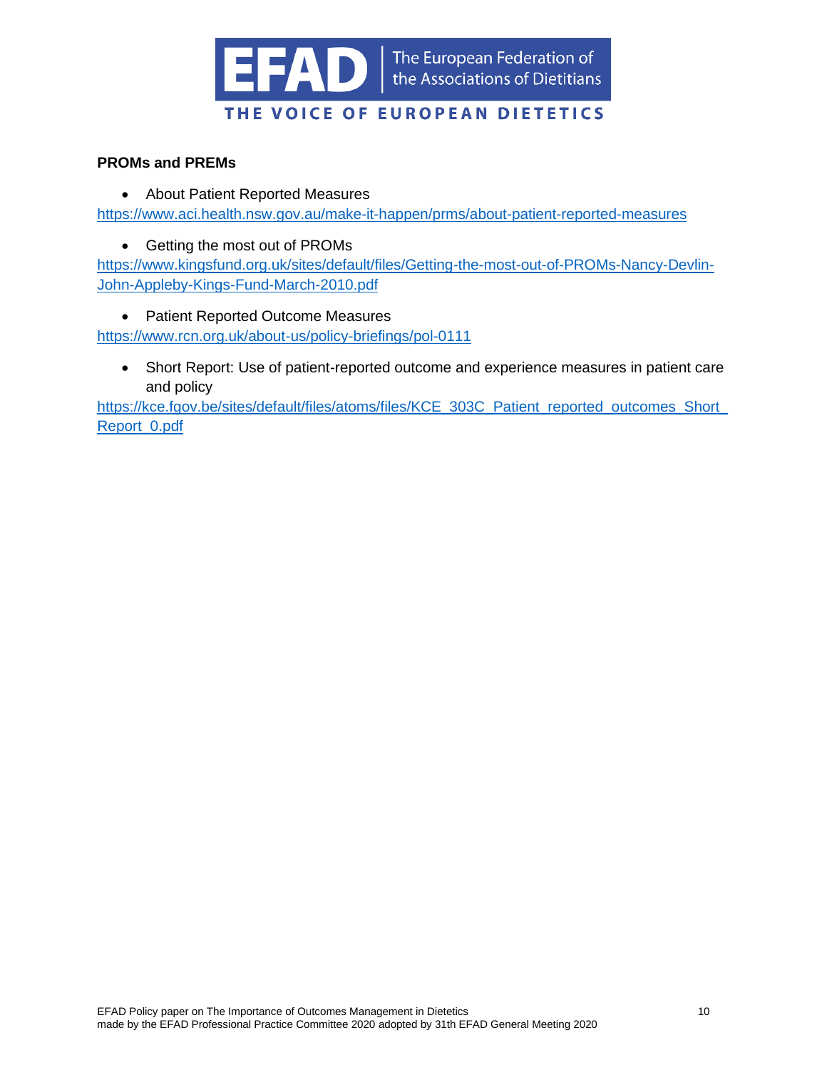**PROMs and PREMs**

- About Patient Reported Measures

https://www.aci.health.nsw.gov.au/make-it-happen/prms/about-patient-reported-measures

- Getting the most out of PROMs

https://www.kingsfund.org.uk/sites/default/files/Getting-the-most-out-of-PROMs-Nancy-Devlin-John-Appleby-Kings-Fund-March-2010.pdf

- Patient Reported Outcome Measures

https://www.rcn.org.uk/about-us/policy-briefings/pol-0111

- Short Report: Use of patient-reported outcome and experience measures in patient care and policy

https://kce.fgov.be/sites/default/files/atoms/files/KCE_303C_Patient_reported_outcomes_Short_Report_0.pdf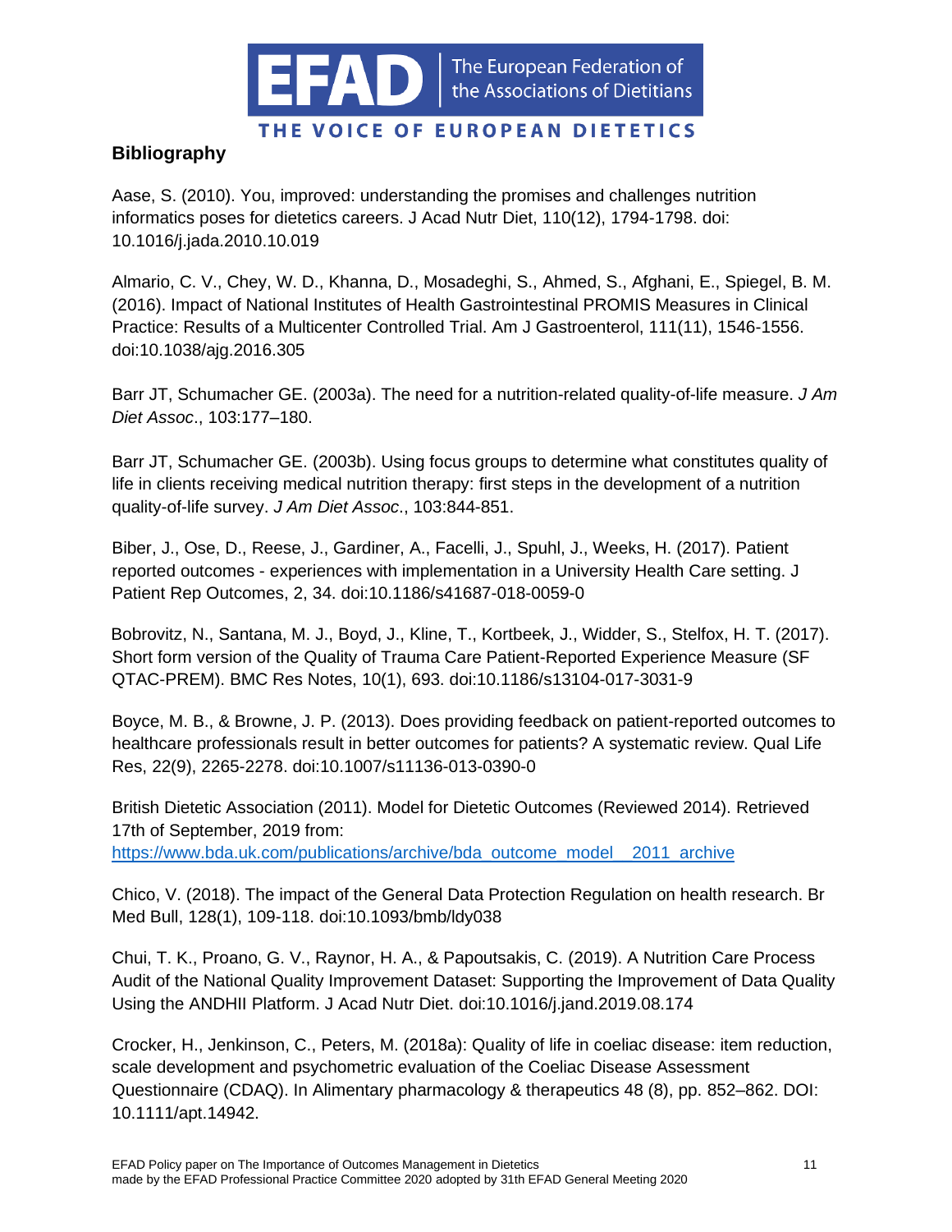## Bibliography

Aase, S. (2010). You, improved: understanding the promises and challenges nutrition informatics poses for dietetics careers. J Acad Nutr Diet, 110(12), 1794-1798. doi: 10.1016/j.jada.2010.10.019

Almario, C. V., Chey, W. D., Khanna, D., Mosadeghi, S., Ahmed, S., Afghani, E., Spiegel, B. M. (2016). Impact of National Institutes of Health Gastrointestinal PROMIS Measures in Clinical Practice: Results of a Multicenter Controlled Trial. Am J Gastroenterol, 111(11), 1546-1556. doi:10.1038/ajg.2016.305

Barr JT, Schumacher GE. (2003a). The need for a nutrition-related quality-of-life measure. *J Am Diet Assoc*., 103:177–180.

Barr JT, Schumacher GE. (2003b). Using focus groups to determine what constitutes quality of life in clients receiving medical nutrition therapy: first steps in the development of a nutrition quality-of-life survey. *J Am Diet Assoc*., 103:844-851.

Biber, J., Ose, D., Reese, J., Gardiner, A., Facelli, J., Spuhl, J., Weeks, H. (2017). Patient reported outcomes - experiences with implementation in a University Health Care setting. J Patient Rep Outcomes, 2, 34. doi:10.1186/s41687-018-0059-0

Bobrovitz, N., Santana, M. J., Boyd, J., Kline, T., Kortbeek, J., Widder, S., Stelfox, H. T. (2017). Short form version of the Quality of Trauma Care Patient-Reported Experience Measure (SF QTAC-PREM). BMC Res Notes, 10(1), 693. doi:10.1186/s13104-017-3031-9

Boyce, M. B., & Browne, J. P. (2013). Does providing feedback on patient-reported outcomes to healthcare professionals result in better outcomes for patients? A systematic review. Qual Life Res, 22(9), 2265-2278. doi:10.1007/s11136-013-0390-0

British Dietetic Association (2011). Model for Dietetic Outcomes (Reviewed 2014). Retrieved 17th of September, 2019 from: [https://www.bda.uk.com/publications/archive/bda_outcome_model__2011_archive](https://www.bda.uk.com/publications/archive/bda_outcome_model__2011_archive)

Chico, V. (2018). The impact of the General Data Protection Regulation on health research. Br Med Bull, 128(1), 109-118. doi:10.1093/bmb/ldy038

Chui, T. K., Proano, G. V., Raynor, H. A., & Papoutsakis, C. (2019). A Nutrition Care Process Audit of the National Quality Improvement Dataset: Supporting the Improvement of Data Quality Using the ANDHII Platform. J Acad Nutr Diet. doi:10.1016/j.jand.2019.08.174

Crocker, H., Jenkinson, C., Peters, M. (2018a): Quality of life in coeliac disease: item reduction, scale development and psychometric evaluation of the Coeliac Disease Assessment Questionnaire (CDAQ). In Alimentary pharmacology & therapeutics 48 (8), pp. 852–862. DOI: 10.1111/apt.14942.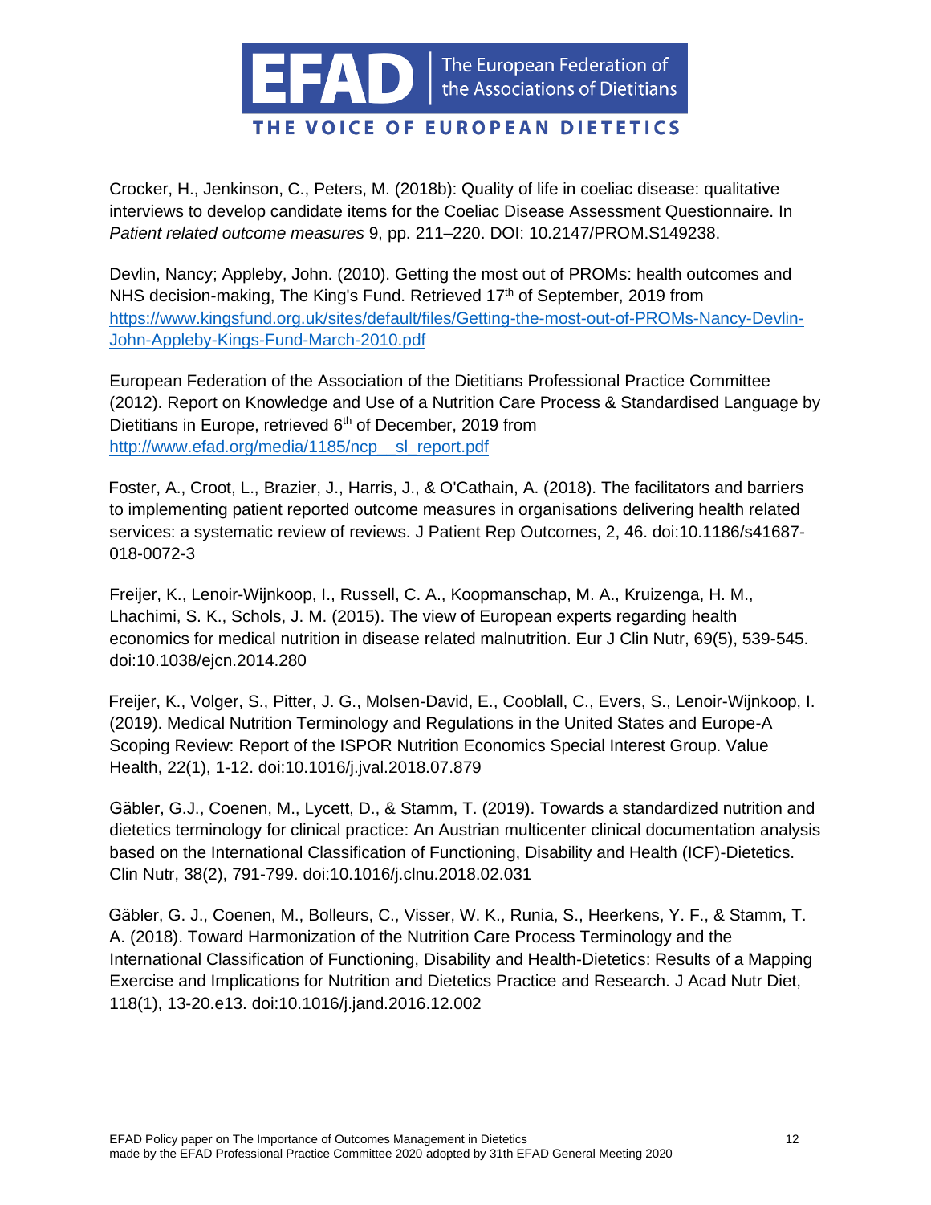Crocker, H., Jenkinson, C., Peters, M. (2018b): Quality of life in coeliac disease: qualitative interviews to develop candidate items for the Coeliac Disease Assessment Questionnaire. In *Patient related outcome measures* 9, pp. 211–220. DOI: 10.2147/PROM.S149238.

Devlin, Nancy; Appleby, John. (2010). Getting the most out of PROMs: health outcomes and NHS decision-making, The King's Fund. Retrieved 17th of September, 2019 from [https://www.kingsfund.org.uk/sites/default/files/Getting-the-most-out-of-PROMs-Nancy-Devlin-John-Appleby-Kings-Fund-March-2010.pdf](https://www.kingsfund.org.uk/sites/default/files/Getting-the-most-out-of-PROMs-Nancy-Devlin-John-Appleby-Kings-Fund-March-2010.pdf)

European Federation of the Association of the Dietitians Professional Practice Committee (2012). Report on Knowledge and Use of a Nutrition Care Process & Standardised Language by Dietitians in Europe, retrieved 6th of December, 2019 from [http://www.efad.org/media/1185/ncp__sl_report.pdf](http://www.efad.org/media/1185/ncp__sl_report.pdf)

Foster, A., Croot, L., Brazier, J., Harris, J., & O'Cathain, A. (2018). The facilitators and barriers to implementing patient reported outcome measures in organisations delivering health related services: a systematic review of reviews. J Patient Rep Outcomes, 2, 46. doi:10.1186/s41687-018-0072-3

Freijer, K., Lenoir-Wijnkoop, I., Russell, C. A., Koopmanschap, M. A., Kruizenga, H. M., Lhachimi, S. K., Schols, J. M. (2015). The view of European experts regarding health economics for medical nutrition in disease related malnutrition. Eur J Clin Nutr, 69(5), 539-545. doi:10.1038/ejcn.2014.280

Freijer, K., Volger, S., Pitter, J. G., Molsen-David, E., Cooblall, C., Evers, S., Lenoir-Wijnkoop, I. (2019). Medical Nutrition Terminology and Regulations in the United States and Europe-A Scoping Review: Report of the ISPOR Nutrition Economics Special Interest Group. Value Health, 22(1), 1-12. doi:10.1016/j.jval.2018.07.879

Gäbler, G.J., Coenen, M., Lycett, D., & Stamm, T. (2019). Towards a standardized nutrition and dietetics terminology for clinical practice: An Austrian multicenter clinical documentation analysis based on the International Classification of Functioning, Disability and Health (ICF)-Dietetics. Clin Nutr, 38(2), 791-799. doi:10.1016/j.clnu.2018.02.031

Gäbler, G. J., Coenen, M., Bolleurs, C., Visser, W. K., Runia, S., Heerkens, Y. F., & Stamm, T. A. (2018). Toward Harmonization of the Nutrition Care Process Terminology and the International Classification of Functioning, Disability and Health-Dietetics: Results of a Mapping Exercise and Implications for Nutrition and Dietetics Practice and Research. J Acad Nutr Diet, 118(1), 13-20.e13. doi:10.1016/j.jand.2016.12.002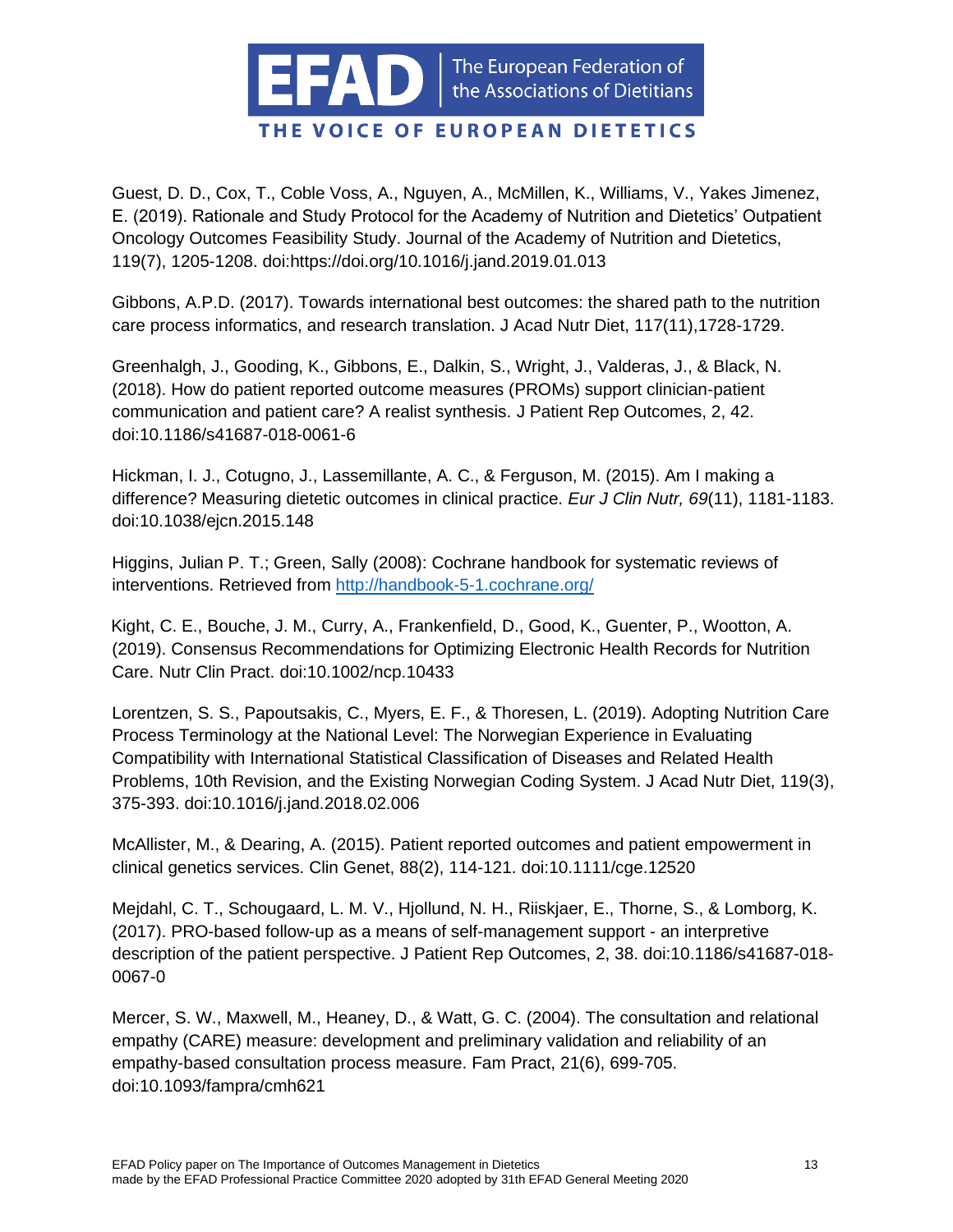Guest, D. D., Cox, T., Coble Voss, A., Nguyen, A., McMillen, K., Williams, V., Yakes Jimenez, E. (2019). Rationale and Study Protocol for the Academy of Nutrition and Dietetics' Outpatient Oncology Outcomes Feasibility Study. Journal of the Academy of Nutrition and Dietetics, 119(7), 1205-1208. doi:https://doi.org/10.1016/j.jand.2019.01.013

Gibbons, A.P.D. (2017). Towards international best outcomes: the shared path to the nutrition care process informatics, and research translation. J Acad Nutr Diet, 117(11),1728-1729.

Greenhalgh, J., Gooding, K., Gibbons, E., Dalkin, S., Wright, J., Valderas, J., & Black, N. (2018). How do patient reported outcome measures (PROMs) support clinician-patient communication and patient care? A realist synthesis. J Patient Rep Outcomes, 2, 42. doi:10.1186/s41687-018-0061-6

Hickman, I. J., Cotugno, J., Lassemillante, A. C., & Ferguson, M. (2015). Am I making a difference? Measuring dietetic outcomes in clinical practice. *Eur J Clin Nutr, 69*(11), 1181-1183. doi:10.1038/ejcn.2015.148

Higgins, Julian P. T.; Green, Sally (2008): Cochrane handbook for systematic reviews of interventions. Retrieved from [http://handbook-5-1.cochrane.org/](http://handbook-5-1.cochrane.org/)

Kight, C. E., Bouche, J. M., Curry, A., Frankenfield, D., Good, K., Guenter, P., Wootton, A. (2019). Consensus Recommendations for Optimizing Electronic Health Records for Nutrition Care. Nutr Clin Pract. doi:10.1002/ncp.10433

Lorentzen, S. S., Papoutsakis, C., Myers, E. F., & Thoresen, L. (2019). Adopting Nutrition Care Process Terminology at the National Level: The Norwegian Experience in Evaluating Compatibility with International Statistical Classification of Diseases and Related Health Problems, 10th Revision, and the Existing Norwegian Coding System. J Acad Nutr Diet, 119(3), 375-393. doi:10.1016/j.jand.2018.02.006

McAllister, M., & Dearing, A. (2015). Patient reported outcomes and patient empowerment in clinical genetics services. Clin Genet, 88(2), 114-121. doi:10.1111/cge.12520

Mejdahl, C. T., Schougaard, L. M. V., Hjollund, N. H., Riiskjaer, E., Thorne, S., & Lomborg, K. (2017). PRO-based follow-up as a means of self-management support - an interpretive description of the patient perspective. J Patient Rep Outcomes, 2, 38. doi:10.1186/s41687-018-0067-0

Mercer, S. W., Maxwell, M., Heaney, D., & Watt, G. C. (2004). The consultation and relational empathy (CARE) measure: development and preliminary validation and reliability of an empathy-based consultation process measure. Fam Pract, 21(6), 699-705. doi:10.1093/fampra/cmh621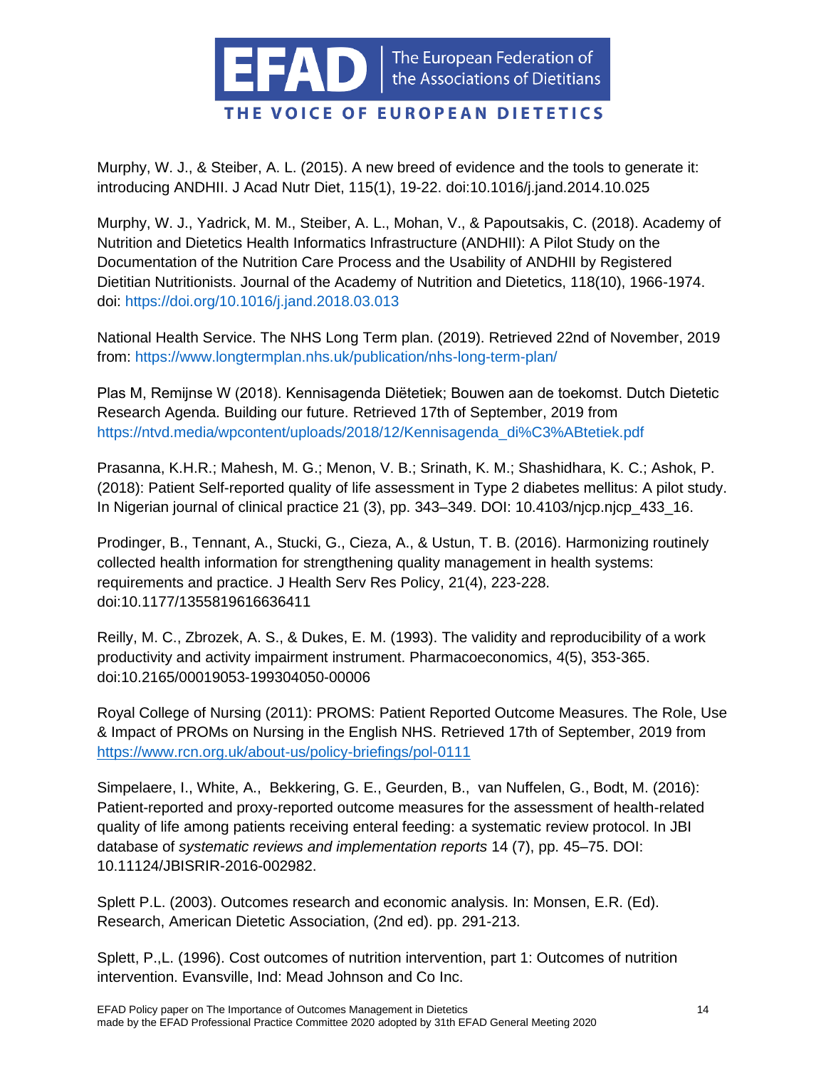Murphy, W. J., & Steiber, A. L. (2015). A new breed of evidence and the tools to generate it: introducing ANDHII. J Acad Nutr Diet, 115(1), 19-22. doi:10.1016/j.jand.2014.10.025

Murphy, W. J., Yadrick, M. M., Steiber, A. L., Mohan, V., & Papoutsakis, C. (2018). Academy of Nutrition and Dietetics Health Informatics Infrastructure (ANDHII): A Pilot Study on the Documentation of the Nutrition Care Process and the Usability of ANDHII by Registered Dietitian Nutritionists. Journal of the Academy of Nutrition and Dietetics, 118(10), 1966-1974. doi: https://doi.org/10.1016/j.jand.2018.03.013

National Health Service. The NHS Long Term plan. (2019). Retrieved 22nd of November, 2019 from: https://www.longtermplan.nhs.uk/publication/nhs-long-term-plan/

Plas M, Remijnse W (2018). Kennisagenda Diëtetiek; Bouwen aan de toekomst. Dutch Dietetic Research Agenda. Building our future. Retrieved 17th of September, 2019 from https://ntvd.media/wpcontent/uploads/2018/12/Kennisagenda_di%C3%ABtetiek.pdf

Prasanna, K.H.R.; Mahesh, M. G.; Menon, V. B.; Srinath, K. M.; Shashidhara, K. C.; Ashok, P. (2018): Patient Self-reported quality of life assessment in Type 2 diabetes mellitus: A pilot study. In Nigerian journal of clinical practice 21 (3), pp. 343–349. DOI: 10.4103/njcp.njcp_433_16.

Prodinger, B., Tennant, A., Stucki, G., Cieza, A., & Ustun, T. B. (2016). Harmonizing routinely collected health information for strengthening quality management in health systems: requirements and practice. J Health Serv Res Policy, 21(4), 223-228. doi:10.1177/1355819616636411

Reilly, M. C., Zbrozek, A. S., & Dukes, E. M. (1993). The validity and reproducibility of a work productivity and activity impairment instrument. Pharmacoeconomics, 4(5), 353-365. doi:10.2165/00019053-199304050-00006

Royal College of Nursing (2011): PROMS: Patient Reported Outcome Measures. The Role, Use & Impact of PROMs on Nursing in the English NHS. Retrieved 17th of September, 2019 from https://www.rcn.org.uk/about-us/policy-briefings/pol-0111

Simpelaere, I., White, A., Bekkering, G. E., Geurden, B., van Nuffelen, G., Bodt, M. (2016): Patient-reported and proxy-reported outcome measures for the assessment of health-related quality of life among patients receiving enteral feeding: a systematic review protocol. In JBI database of *systematic reviews and implementation reports* 14 (7), pp. 45–75. DOI: 10.11124/JBISRIR-2016-002982.

Splett P.L. (2003). Outcomes research and economic analysis. In: Monsen, E.R. (Ed). Research, American Dietetic Association, (2nd ed). pp. 291-213.

Splett, P.,L. (1996). Cost outcomes of nutrition intervention, part 1: Outcomes of nutrition intervention. Evansville, Ind: Mead Johnson and Co Inc.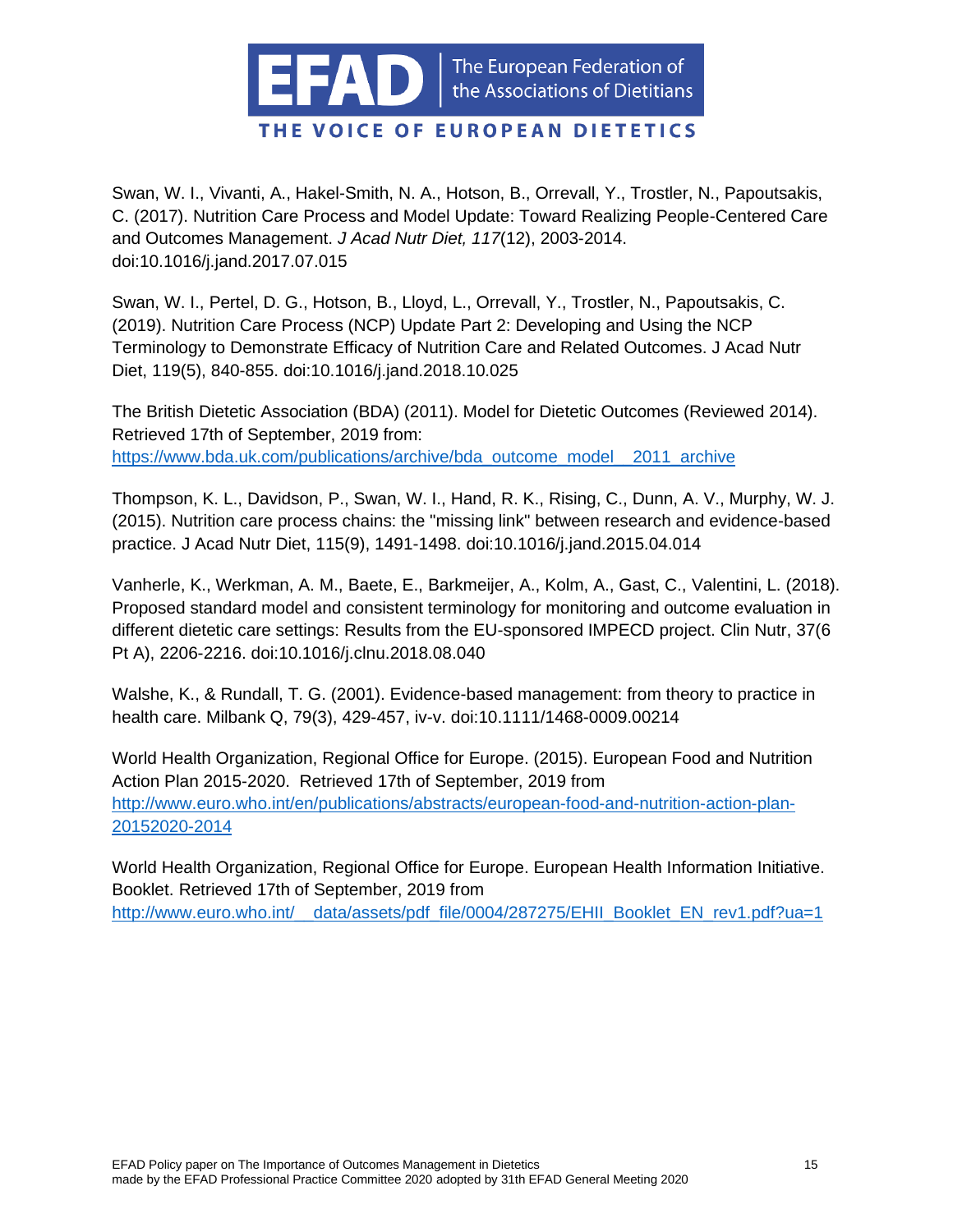Swan, W. I., Vivanti, A., Hakel-Smith, N. A., Hotson, B., Orrevall, Y., Trostler, N., Papoutsakis, C. (2017). Nutrition Care Process and Model Update: Toward Realizing People-Centered Care and Outcomes Management. *J Acad Nutr Diet, 117*(12), 2003-2014. doi:10.1016/j.jand.2017.07.015

Swan, W. I., Pertel, D. G., Hotson, B., Lloyd, L., Orrevall, Y., Trostler, N., Papoutsakis, C. (2019). Nutrition Care Process (NCP) Update Part 2: Developing and Using the NCP Terminology to Demonstrate Efficacy of Nutrition Care and Related Outcomes. J Acad Nutr Diet, 119(5), 840-855. doi:10.1016/j.jand.2018.10.025

The British Dietetic Association (BDA) (2011). Model for Dietetic Outcomes (Reviewed 2014). Retrieved 17th of September, 2019 from: https://www.bda.uk.com/publications/archive/bda_outcome_model__2011_archive

Thompson, K. L., Davidson, P., Swan, W. I., Hand, R. K., Rising, C., Dunn, A. V., Murphy, W. J. (2015). Nutrition care process chains: the "missing link" between research and evidence-based practice. J Acad Nutr Diet, 115(9), 1491-1498. doi:10.1016/j.jand.2015.04.014

Vanherle, K., Werkman, A. M., Baete, E., Barkmeijer, A., Kolm, A., Gast, C., Valentini, L. (2018). Proposed standard model and consistent terminology for monitoring and outcome evaluation in different dietetic care settings: Results from the EU-sponsored IMPECD project. Clin Nutr, 37(6 Pt A), 2206-2216. doi:10.1016/j.clnu.2018.08.040

Walshe, K., & Rundall, T. G. (2001). Evidence-based management: from theory to practice in health care. Milbank Q, 79(3), 429-457, iv-v. doi:10.1111/1468-0009.00214

World Health Organization, Regional Office for Europe. (2015). European Food and Nutrition Action Plan 2015-2020. Retrieved 17th of September, 2019 from http://www.euro.who.int/en/publications/abstracts/european-food-and-nutrition-action-plan-20152020-2014

World Health Organization, Regional Office for Europe. European Health Information Initiative. Booklet. Retrieved 17th of September, 2019 from http://www.euro.who.int/__data/assets/pdf_file/0004/287275/EHII_Booklet_EN_rev1.pdf?ua=1